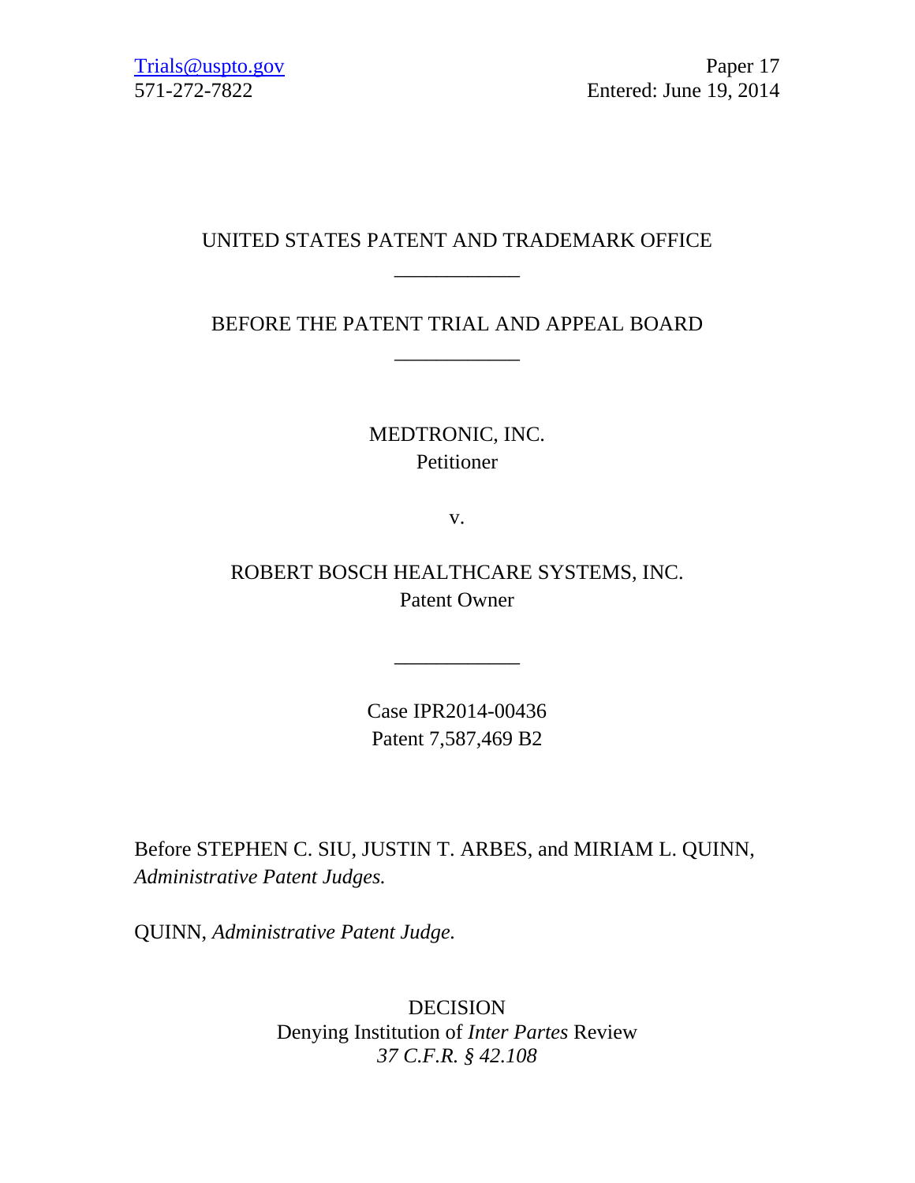Trials@uspto.gov
571-272-7822

Paper 17
Entered: June 19, 2014

UNITED STATES PATENT AND TRADEMARK OFFICE

____________

BEFORE THE PATENT TRIAL AND APPEAL BOARD

____________

MEDTRONIC, INC.
Petitioner

v.

ROBERT BOSCH HEALTHCARE SYSTEMS, INC.
Patent Owner

____________

Case IPR2014-00436
Patent 7,587,469 B2

Before STEPHEN C. SIU, JUSTIN T. ARBES, and MIRIAM L. QUINN, *Administrative Patent Judges.*

QUINN, *Administrative Patent Judge.*

DECISION
Denying Institution of *Inter Partes* Review
*37 C.F.R. § 42.108*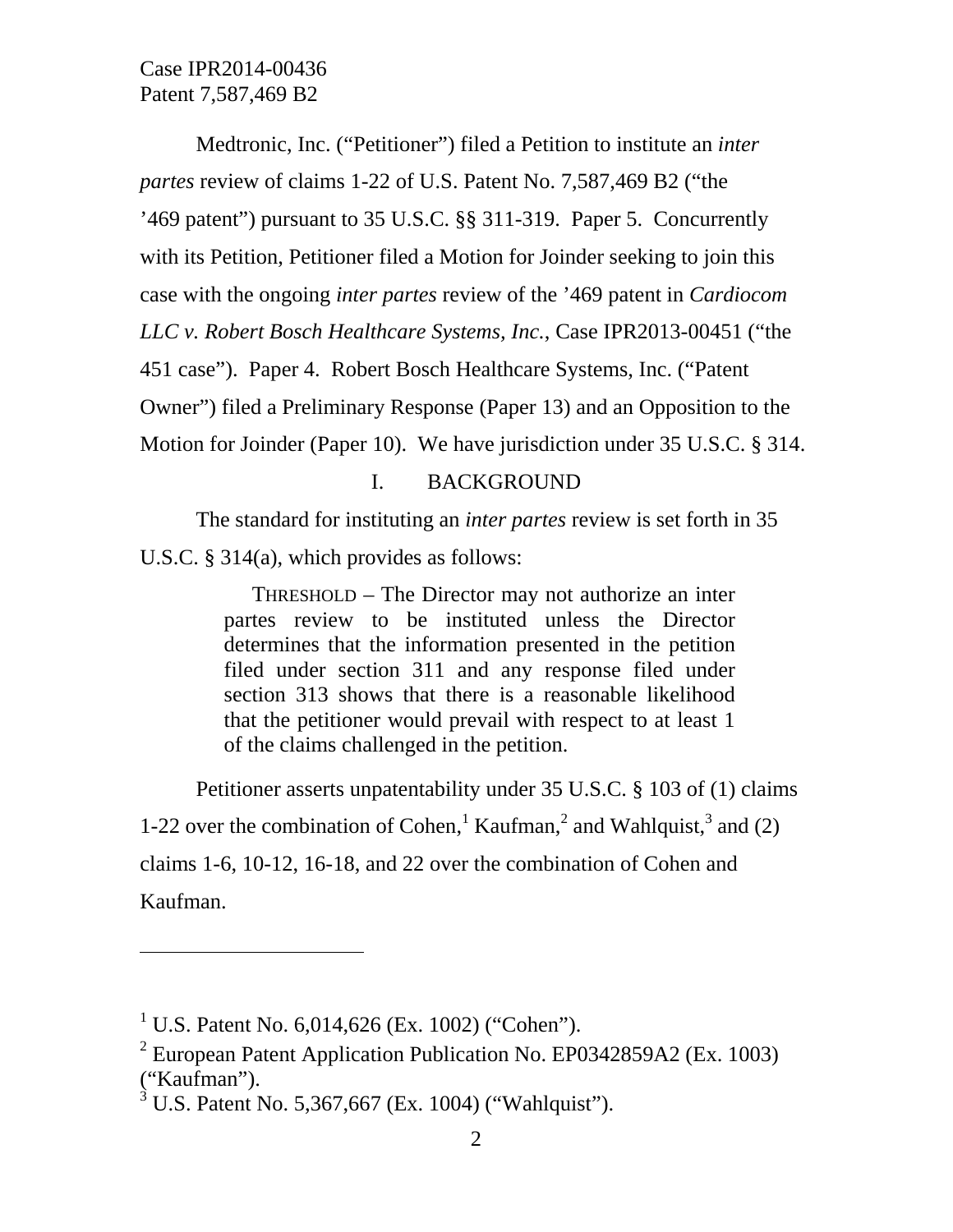Medtronic, Inc. ("Petitioner") filed a Petition to institute an *inter partes* review of claims 1-22 of U.S. Patent No. 7,587,469 B2 ("the '469 patent") pursuant to 35 U.S.C. §§ 311-319. Paper 5. Concurrently with its Petition, Petitioner filed a Motion for Joinder seeking to join this case with the ongoing *inter partes* review of the '469 patent in *Cardiocom LLC v. Robert Bosch Healthcare Systems, Inc.*, Case IPR2013-00451 ("the 451 case"). Paper 4. Robert Bosch Healthcare Systems, Inc. ("Patent Owner") filed a Preliminary Response (Paper 13) and an Opposition to the Motion for Joinder (Paper 10). We have jurisdiction under 35 U.S.C. § 314.

## I. BACKGROUND

The standard for instituting an *inter partes* review is set forth in 35 U.S.C. § 314(a), which provides as follows:

> THRESHOLD – The Director may not authorize an inter partes review to be instituted unless the Director determines that the information presented in the petition filed under section 311 and any response filed under section 313 shows that there is a reasonable likelihood that the petitioner would prevail with respect to at least 1 of the claims challenged in the petition.

Petitioner asserts unpatentability under 35 U.S.C. § 103 of (1) claims 1-22 over the combination of Cohen,[1] Kaufman,[2] and Wahlquist,[3] and (2) claims 1-6, 10-12, 16-18, and 22 over the combination of Cohen and Kaufman.

---

[1] U.S. Patent No. 6,014,626 (Ex. 1002) ("Cohen").

[2] European Patent Application Publication No. EP0342859A2 (Ex. 1003) ("Kaufman").

[3] U.S. Patent No. 5,367,667 (Ex. 1004) ("Wahlquist").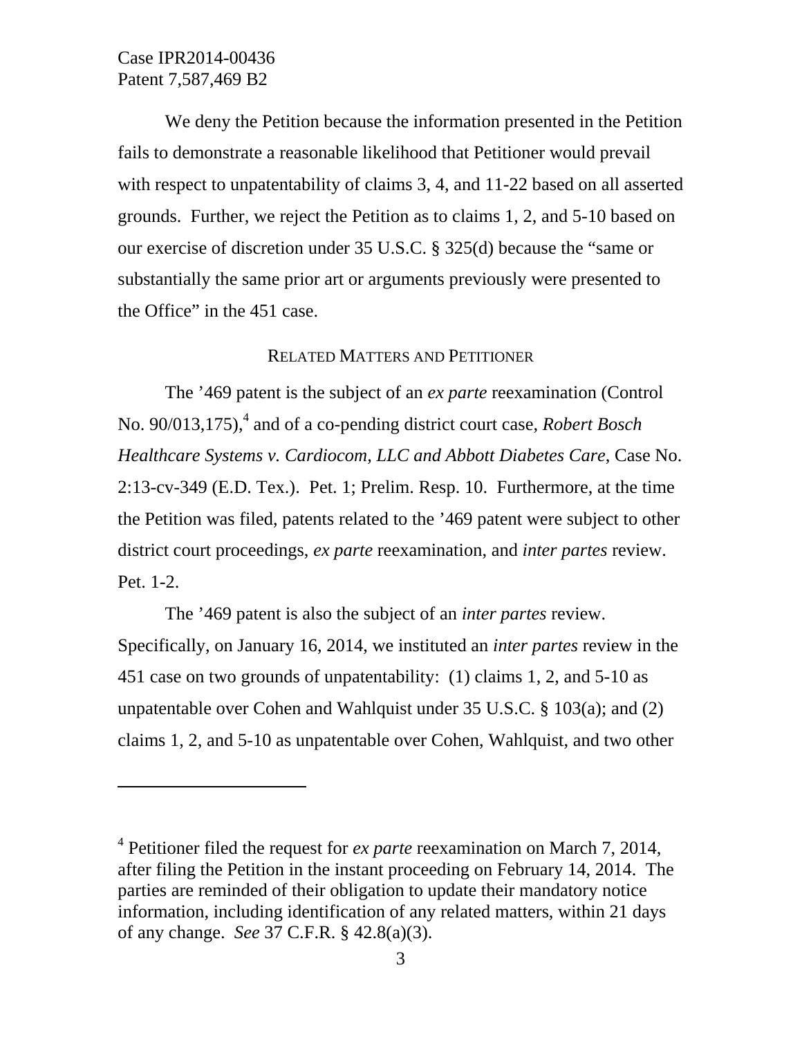We deny the Petition because the information presented in the Petition fails to demonstrate a reasonable likelihood that Petitioner would prevail with respect to unpatentability of claims 3, 4, and 11-22 based on all asserted grounds. Further, we reject the Petition as to claims 1, 2, and 5-10 based on our exercise of discretion under 35 U.S.C. § 325(d) because the "same or substantially the same prior art or arguments previously were presented to the Office" in the 451 case.

## RELATED MATTERS AND PETITIONER

The '469 patent is the subject of an *ex parte* reexamination (Control No. 90/013,175),[4] and of a co-pending district court case, *Robert Bosch Healthcare Systems v. Cardiocom, LLC and Abbott Diabetes Care*, Case No. 2:13-cv-349 (E.D. Tex.). Pet. 1; Prelim. Resp. 10. Furthermore, at the time the Petition was filed, patents related to the '469 patent were subject to other district court proceedings, *ex parte* reexamination, and *inter partes* review. Pet. 1-2.

The '469 patent is also the subject of an *inter partes* review. Specifically, on January 16, 2014, we instituted an *inter partes* review in the 451 case on two grounds of unpatentability: (1) claims 1, 2, and 5-10 as unpatentable over Cohen and Wahlquist under 35 U.S.C. § 103(a); and (2) claims 1, 2, and 5-10 as unpatentable over Cohen, Wahlquist, and two other

---

[4] Petitioner filed the request for *ex parte* reexamination on March 7, 2014, after filing the Petition in the instant proceeding on February 14, 2014. The parties are reminded of their obligation to update their mandatory notice information, including identification of any related matters, within 21 days of any change. *See* 37 C.F.R. § 42.8(a)(3).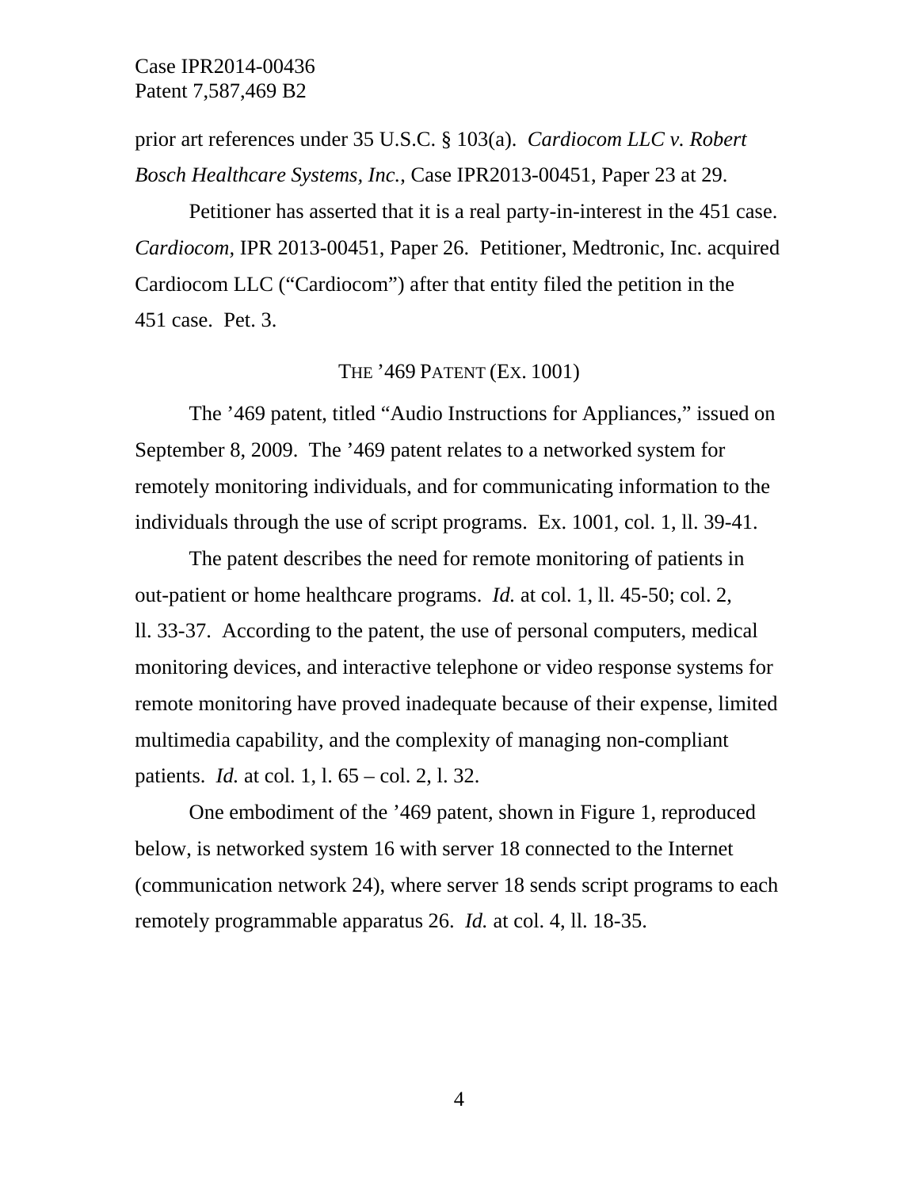prior art references under 35 U.S.C. § 103(a). *Cardiocom LLC v. Robert Bosch Healthcare Systems, Inc.*, Case IPR2013-00451, Paper 23 at 29.

Petitioner has asserted that it is a real party-in-interest in the 451 case. *Cardiocom*, IPR 2013-00451, Paper 26. Petitioner, Medtronic, Inc. acquired Cardiocom LLC ("Cardiocom") after that entity filed the petition in the 451 case. Pet. 3.

## THE '469 PATENT (EX. 1001)

The '469 patent, titled "Audio Instructions for Appliances," issued on September 8, 2009. The '469 patent relates to a networked system for remotely monitoring individuals, and for communicating information to the individuals through the use of script programs. Ex. 1001, col. 1, ll. 39-41.

The patent describes the need for remote monitoring of patients in out-patient or home healthcare programs. *Id.* at col. 1, ll. 45-50; col. 2, ll. 33-37. According to the patent, the use of personal computers, medical monitoring devices, and interactive telephone or video response systems for remote monitoring have proved inadequate because of their expense, limited multimedia capability, and the complexity of managing non-compliant patients. *Id.* at col. 1, l. 65 – col. 2, l. 32.

One embodiment of the '469 patent, shown in Figure 1, reproduced below, is networked system 16 with server 18 connected to the Internet (communication network 24), where server 18 sends script programs to each remotely programmable apparatus 26. *Id.* at col. 4, ll. 18-35.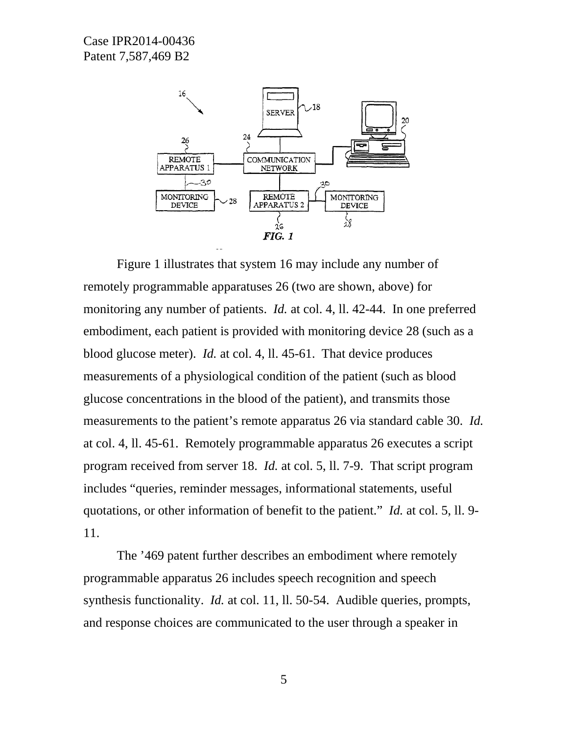Figure 1 illustrates that system 16 may include any number of remotely programmable apparatuses 26 (two are shown, above) for monitoring any number of patients. *Id.* at col. 4, ll. 42-44. In one preferred embodiment, each patient is provided with monitoring device 28 (such as a blood glucose meter). *Id.* at col. 4, ll. 45-61. That device produces measurements of a physiological condition of the patient (such as blood glucose concentrations in the blood of the patient), and transmits those measurements to the patient's remote apparatus 26 via standard cable 30. *Id.* at col. 4, ll. 45-61. Remotely programmable apparatus 26 executes a script program received from server 18. *Id.* at col. 5, ll. 7-9. That script program includes "queries, reminder messages, informational statements, useful quotations, or other information of benefit to the patient." *Id.* at col. 5, ll. 9-11.

The '469 patent further describes an embodiment where remotely programmable apparatus 26 includes speech recognition and speech synthesis functionality. *Id.* at col. 11, ll. 50-54. Audible queries, prompts, and response choices are communicated to the user through a speaker in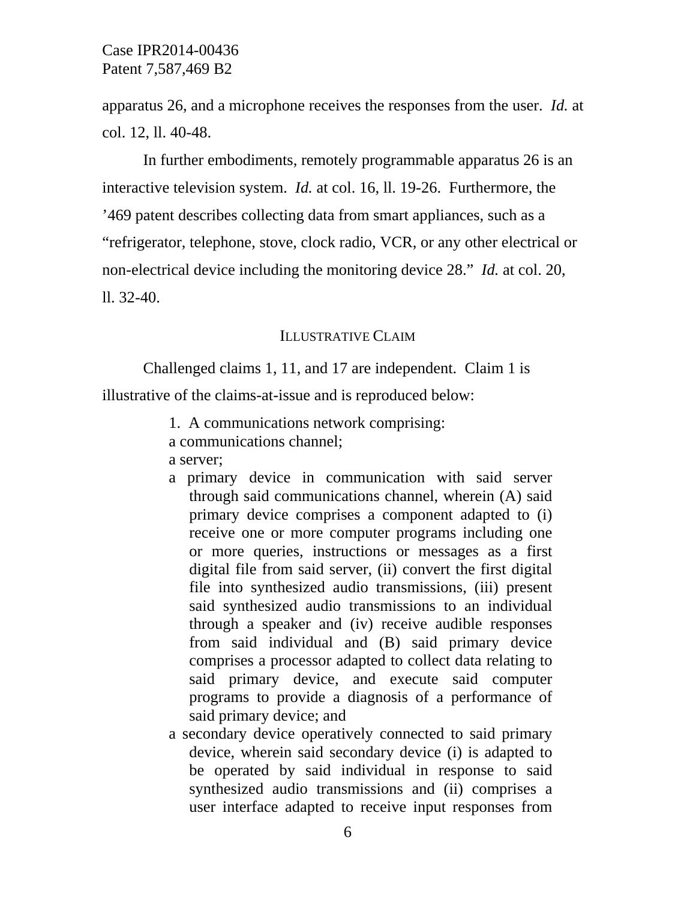apparatus 26, and a microphone receives the responses from the user. *Id.* at col. 12, ll. 40-48.

In further embodiments, remotely programmable apparatus 26 is an interactive television system. *Id.* at col. 16, ll. 19-26. Furthermore, the ’469 patent describes collecting data from smart appliances, such as a “refrigerator, telephone, stove, clock radio, VCR, or any other electrical or non-electrical device including the monitoring device 28.” *Id.* at col. 20, ll. 32-40.

## ILLUSTRATIVE CLAIM

Challenged claims 1, 11, and 17 are independent. Claim 1 is illustrative of the claims-at-issue and is reproduced below:

> 1. A communications network comprising:
> a communications channel;
> a server;
> a primary device in communication with said server through said communications channel, wherein (A) said primary device comprises a component adapted to (i) receive one or more computer programs including one or more queries, instructions or messages as a first digital file from said server, (ii) convert the first digital file into synthesized audio transmissions, (iii) present said synthesized audio transmissions to an individual through a speaker and (iv) receive audible responses from said individual and (B) said primary device comprises a processor adapted to collect data relating to said primary device, and execute said computer programs to provide a diagnosis of a performance of said primary device; and
> a secondary device operatively connected to said primary device, wherein said secondary device (i) is adapted to be operated by said individual in response to said synthesized audio transmissions and (ii) comprises a user interface adapted to receive input responses from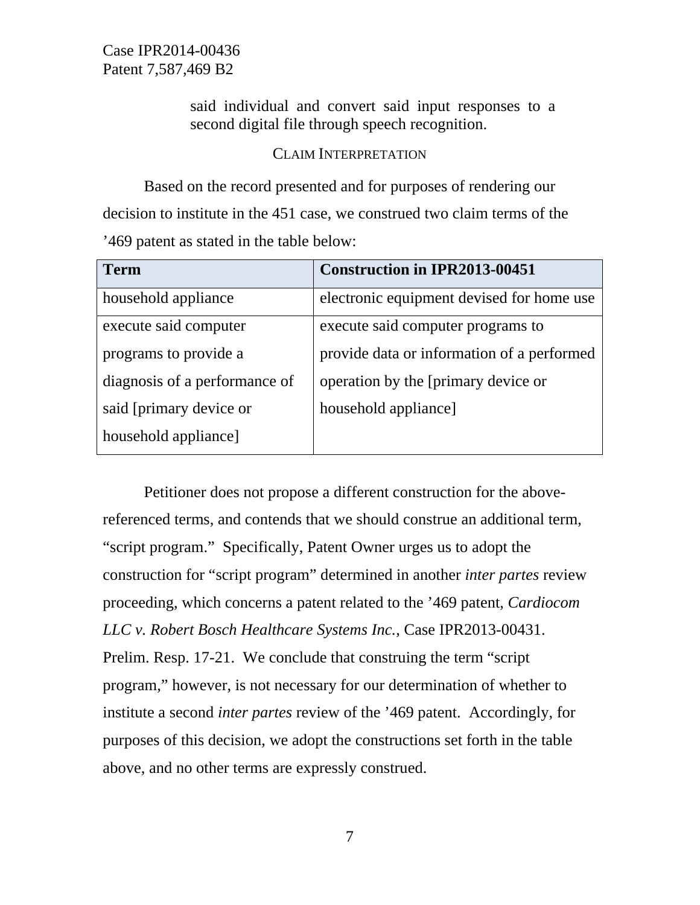said individual and convert said input responses to a second digital file through speech recognition.

CLAIM INTERPRETATION

Based on the record presented and for purposes of rendering our decision to institute in the 451 case, we construed two claim terms of the ’469 patent as stated in the table below:

| Term | Construction in IPR2013-00451 |
|---|---|
| household appliance | electronic equipment devised for home use |
| execute said computer programs to provide a diagnosis of a performance of said [primary device or household appliance] | execute said computer programs to provide data or information of a performed operation by the [primary device or household appliance] |

Petitioner does not propose a different construction for the above-referenced terms, and contends that we should construe an additional term, “script program.” Specifically, Patent Owner urges us to adopt the construction for “script program” determined in another *inter partes* review proceeding, which concerns a patent related to the ’469 patent, *Cardiocom LLC v. Robert Bosch Healthcare Systems Inc.*, Case IPR2013-00431. Prelim. Resp. 17-21. We conclude that construing the term “script program,” however, is not necessary for our determination of whether to institute a second *inter partes* review of the ’469 patent. Accordingly, for purposes of this decision, we adopt the constructions set forth in the table above, and no other terms are expressly construed.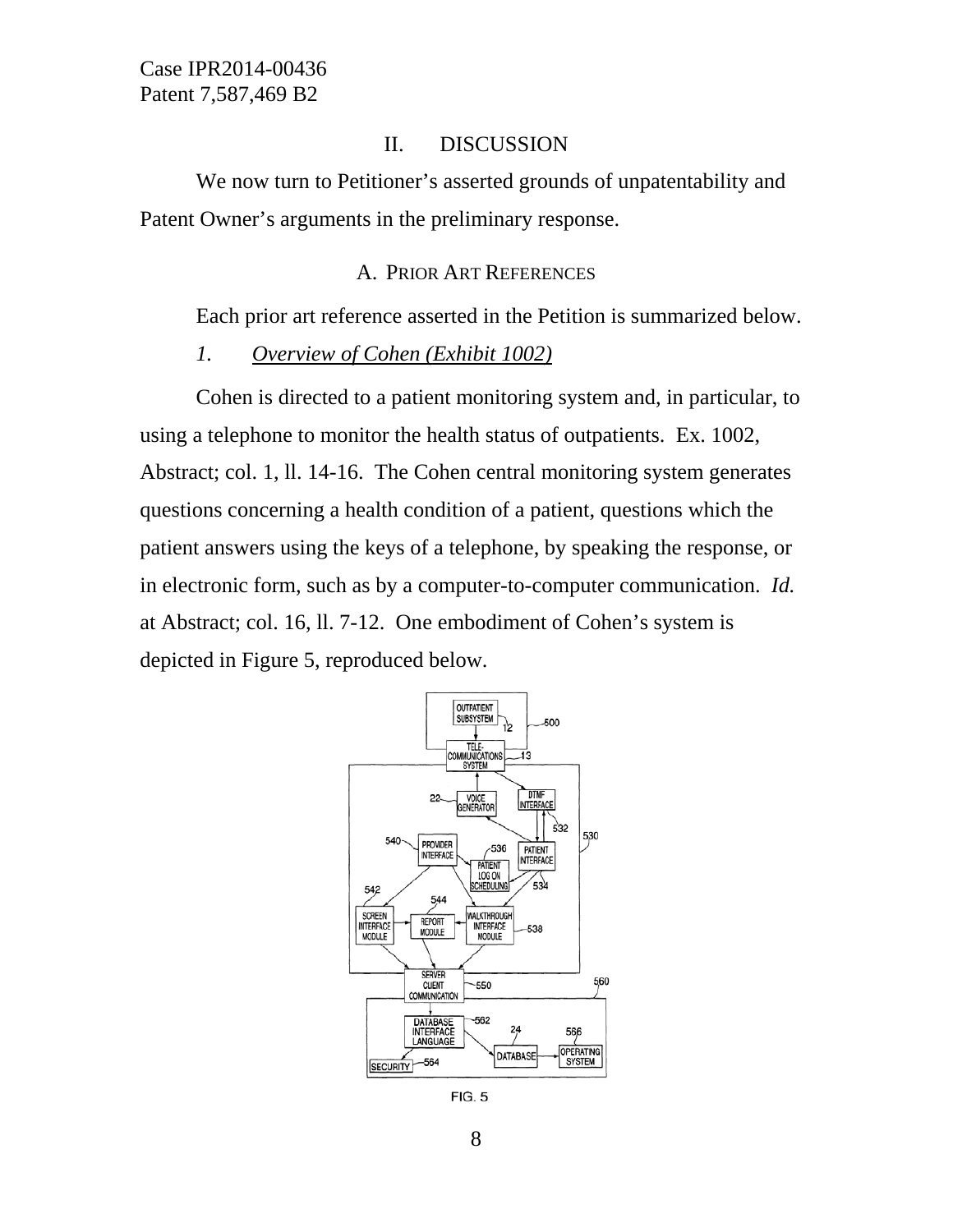## II. DISCUSSION

We now turn to Petitioner's asserted grounds of unpatentability and Patent Owner's arguments in the preliminary response.

### A. PRIOR ART REFERENCES

Each prior art reference asserted in the Petition is summarized below.

*1. Overview of Cohen (Exhibit 1002)*

Cohen is directed to a patient monitoring system and, in particular, to using a telephone to monitor the health status of outpatients. Ex. 1002, Abstract; col. 1, ll. 14-16. The Cohen central monitoring system generates questions concerning a health condition of a patient, questions which the patient answers using the keys of a telephone, by speaking the response, or in electronic form, such as by a computer-to-computer communication. *Id.* at Abstract; col. 16, ll. 7-12. One embodiment of Cohen's system is depicted in Figure 5, reproduced below.

FIG. 5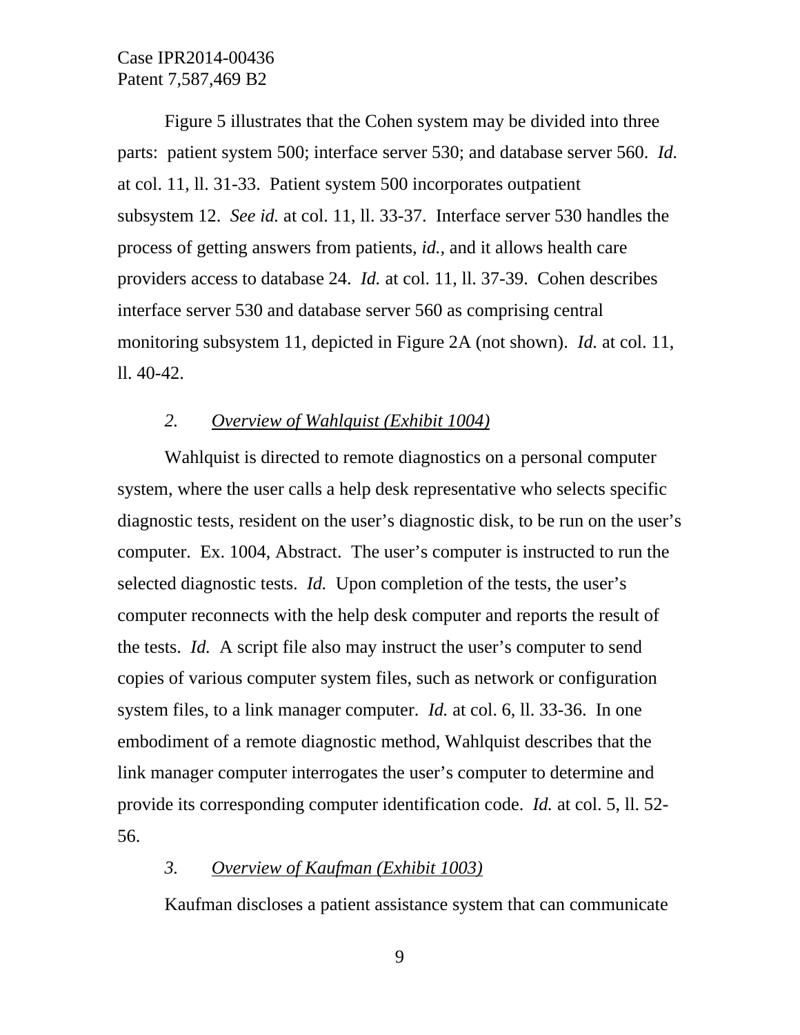Figure 5 illustrates that the Cohen system may be divided into three parts: patient system 500; interface server 530; and database server 560. *Id.* at col. 11, ll. 31-33. Patient system 500 incorporates outpatient subsystem 12. *See id.* at col. 11, ll. 33-37. Interface server 530 handles the process of getting answers from patients, *id.*, and it allows health care providers access to database 24. *Id.* at col. 11, ll. 37-39. Cohen describes interface server 530 and database server 560 as comprising central monitoring subsystem 11, depicted in Figure 2A (not shown). *Id.* at col. 11, ll. 40-42.

### *2. Overview of Wahlquist (Exhibit 1004)*

Wahlquist is directed to remote diagnostics on a personal computer system, where the user calls a help desk representative who selects specific diagnostic tests, resident on the user's diagnostic disk, to be run on the user's computer. Ex. 1004, Abstract. The user's computer is instructed to run the selected diagnostic tests. *Id.* Upon completion of the tests, the user's computer reconnects with the help desk computer and reports the result of the tests. *Id.* A script file also may instruct the user's computer to send copies of various computer system files, such as network or configuration system files, to a link manager computer. *Id.* at col. 6, ll. 33-36. In one embodiment of a remote diagnostic method, Wahlquist describes that the link manager computer interrogates the user's computer to determine and provide its corresponding computer identification code. *Id.* at col. 5, ll. 52-56.

### *3. Overview of Kaufman (Exhibit 1003)*

Kaufman discloses a patient assistance system that can communicate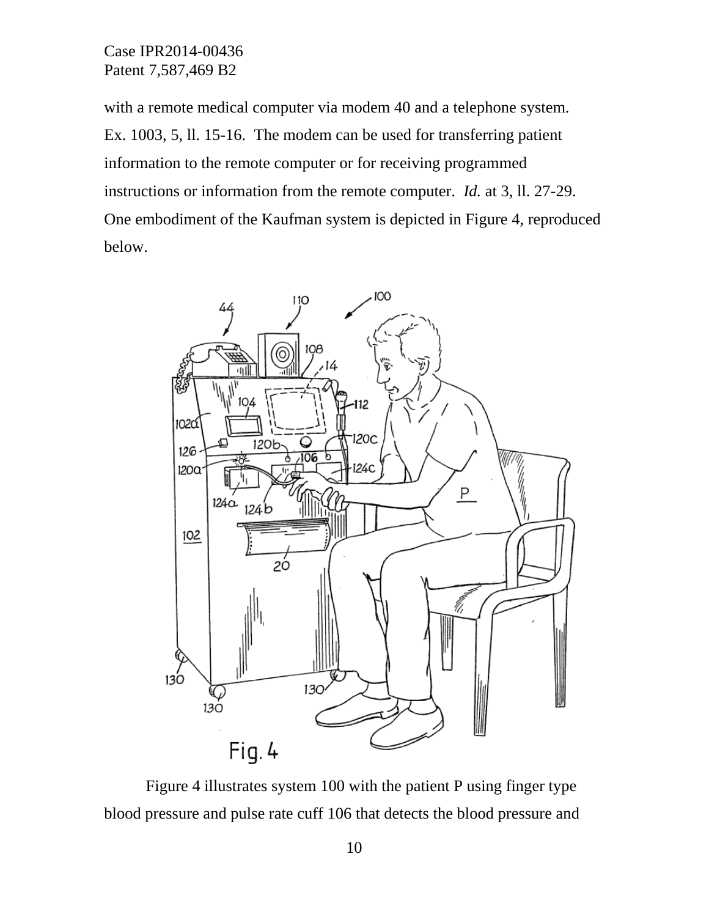with a remote medical computer via modem 40 and a telephone system. Ex. 1003, 5, ll. 15-16. The modem can be used for transferring patient information to the remote computer or for receiving programmed instructions or information from the remote computer. *Id.* at 3, ll. 27-29. One embodiment of the Kaufman system is depicted in Figure 4, reproduced below.

Fig. 4

Figure 4 illustrates system 100 with the patient P using finger type blood pressure and pulse rate cuff 106 that detects the blood pressure and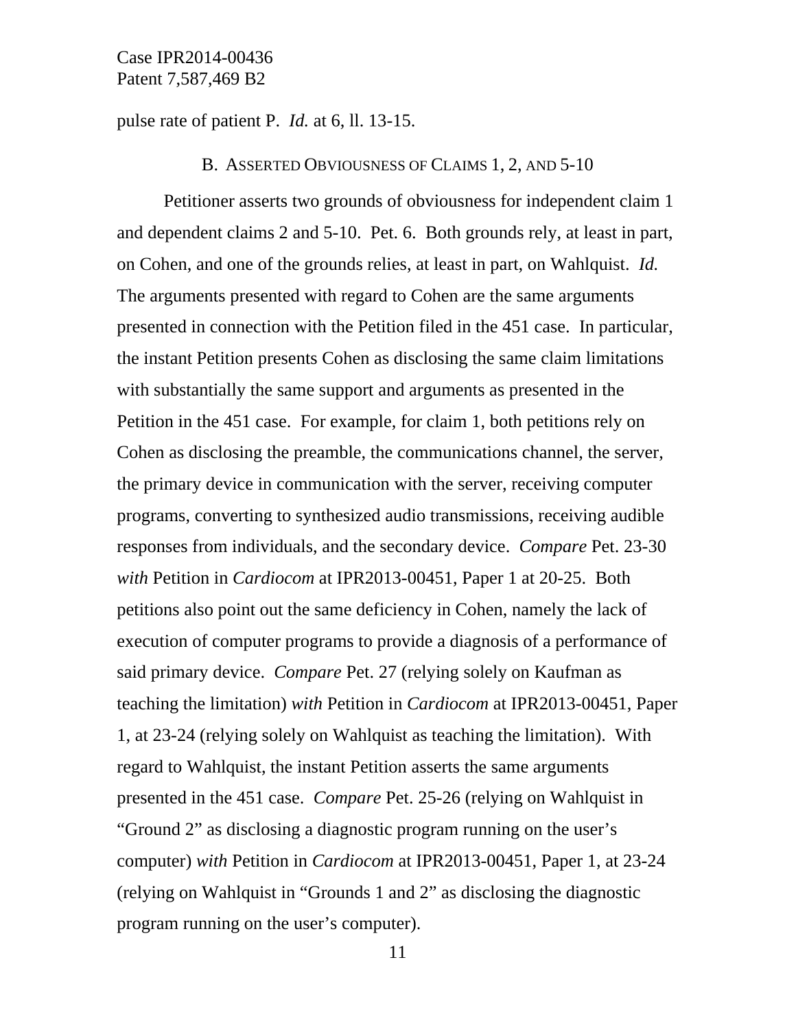pulse rate of patient P. *Id.* at 6, ll. 13-15.

### B. ASSERTED OBVIOUSNESS OF CLAIMS 1, 2, AND 5-10

Petitioner asserts two grounds of obviousness for independent claim 1 and dependent claims 2 and 5-10. Pet. 6. Both grounds rely, at least in part, on Cohen, and one of the grounds relies, at least in part, on Wahlquist. *Id.* The arguments presented with regard to Cohen are the same arguments presented in connection with the Petition filed in the 451 case. In particular, the instant Petition presents Cohen as disclosing the same claim limitations with substantially the same support and arguments as presented in the Petition in the 451 case. For example, for claim 1, both petitions rely on Cohen as disclosing the preamble, the communications channel, the server, the primary device in communication with the server, receiving computer programs, converting to synthesized audio transmissions, receiving audible responses from individuals, and the secondary device. *Compare* Pet. 23-30 *with* Petition in *Cardiocom* at IPR2013-00451, Paper 1 at 20-25. Both petitions also point out the same deficiency in Cohen, namely the lack of execution of computer programs to provide a diagnosis of a performance of said primary device. *Compare* Pet. 27 (relying solely on Kaufman as teaching the limitation) *with* Petition in *Cardiocom* at IPR2013-00451, Paper 1, at 23-24 (relying solely on Wahlquist as teaching the limitation). With regard to Wahlquist, the instant Petition asserts the same arguments presented in the 451 case. *Compare* Pet. 25-26 (relying on Wahlquist in "Ground 2" as disclosing a diagnostic program running on the user's computer) *with* Petition in *Cardiocom* at IPR2013-00451, Paper 1, at 23-24 (relying on Wahlquist in "Grounds 1 and 2" as disclosing the diagnostic program running on the user's computer).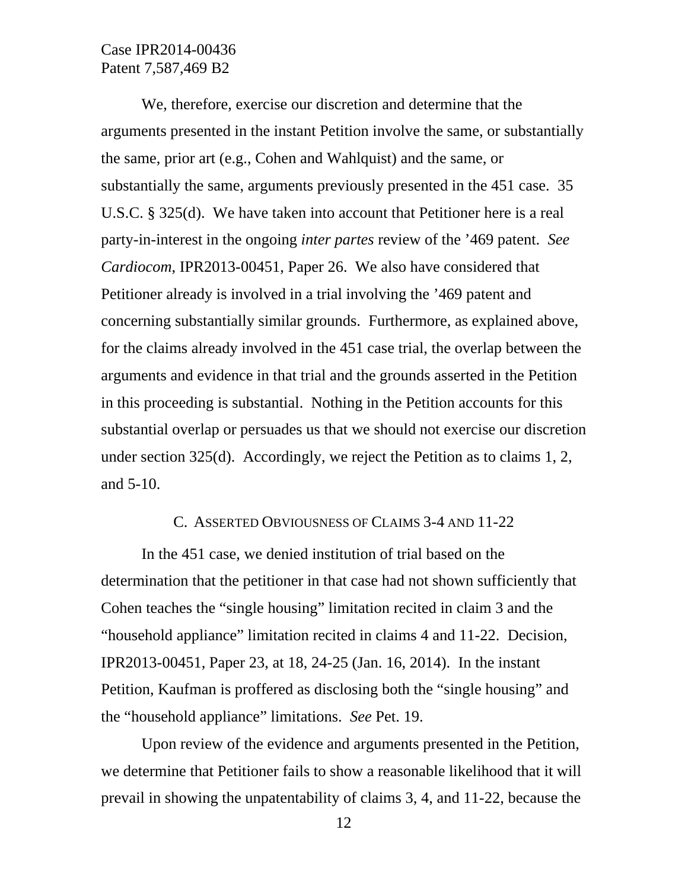We, therefore, exercise our discretion and determine that the arguments presented in the instant Petition involve the same, or substantially the same, prior art (e.g., Cohen and Wahlquist) and the same, or substantially the same, arguments previously presented in the 451 case. 35 U.S.C. § 325(d). We have taken into account that Petitioner here is a real party-in-interest in the ongoing *inter partes* review of the '469 patent. *See Cardiocom*, IPR2013-00451, Paper 26. We also have considered that Petitioner already is involved in a trial involving the '469 patent and concerning substantially similar grounds. Furthermore, as explained above, for the claims already involved in the 451 case trial, the overlap between the arguments and evidence in that trial and the grounds asserted in the Petition in this proceeding is substantial. Nothing in the Petition accounts for this substantial overlap or persuades us that we should not exercise our discretion under section 325(d). Accordingly, we reject the Petition as to claims 1, 2, and 5-10.

### C. ASSERTED OBVIOUSNESS OF CLAIMS 3-4 AND 11-22

In the 451 case, we denied institution of trial based on the determination that the petitioner in that case had not shown sufficiently that Cohen teaches the "single housing" limitation recited in claim 3 and the "household appliance" limitation recited in claims 4 and 11-22. Decision, IPR2013-00451, Paper 23, at 18, 24-25 (Jan. 16, 2014). In the instant Petition, Kaufman is proffered as disclosing both the "single housing" and the "household appliance" limitations. *See* Pet. 19.

Upon review of the evidence and arguments presented in the Petition, we determine that Petitioner fails to show a reasonable likelihood that it will prevail in showing the unpatentability of claims 3, 4, and 11-22, because the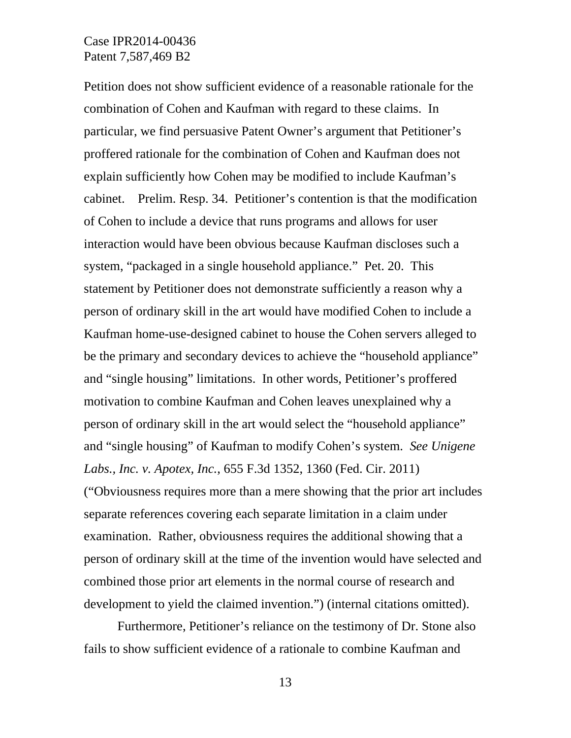Petition does not show sufficient evidence of a reasonable rationale for the combination of Cohen and Kaufman with regard to these claims. In particular, we find persuasive Patent Owner's argument that Petitioner's proffered rationale for the combination of Cohen and Kaufman does not explain sufficiently how Cohen may be modified to include Kaufman's cabinet. Prelim. Resp. 34. Petitioner's contention is that the modification of Cohen to include a device that runs programs and allows for user interaction would have been obvious because Kaufman discloses such a system, "packaged in a single household appliance." Pet. 20. This statement by Petitioner does not demonstrate sufficiently a reason why a person of ordinary skill in the art would have modified Cohen to include a Kaufman home-use-designed cabinet to house the Cohen servers alleged to be the primary and secondary devices to achieve the "household appliance" and "single housing" limitations. In other words, Petitioner's proffered motivation to combine Kaufman and Cohen leaves unexplained why a person of ordinary skill in the art would select the "household appliance" and "single housing" of Kaufman to modify Cohen's system. *See Unigene Labs., Inc. v. Apotex, Inc.*, 655 F.3d 1352, 1360 (Fed. Cir. 2011) ("Obviousness requires more than a mere showing that the prior art includes separate references covering each separate limitation in a claim under examination. Rather, obviousness requires the additional showing that a person of ordinary skill at the time of the invention would have selected and combined those prior art elements in the normal course of research and development to yield the claimed invention.") (internal citations omitted).

Furthermore, Petitioner's reliance on the testimony of Dr. Stone also fails to show sufficient evidence of a rationale to combine Kaufman and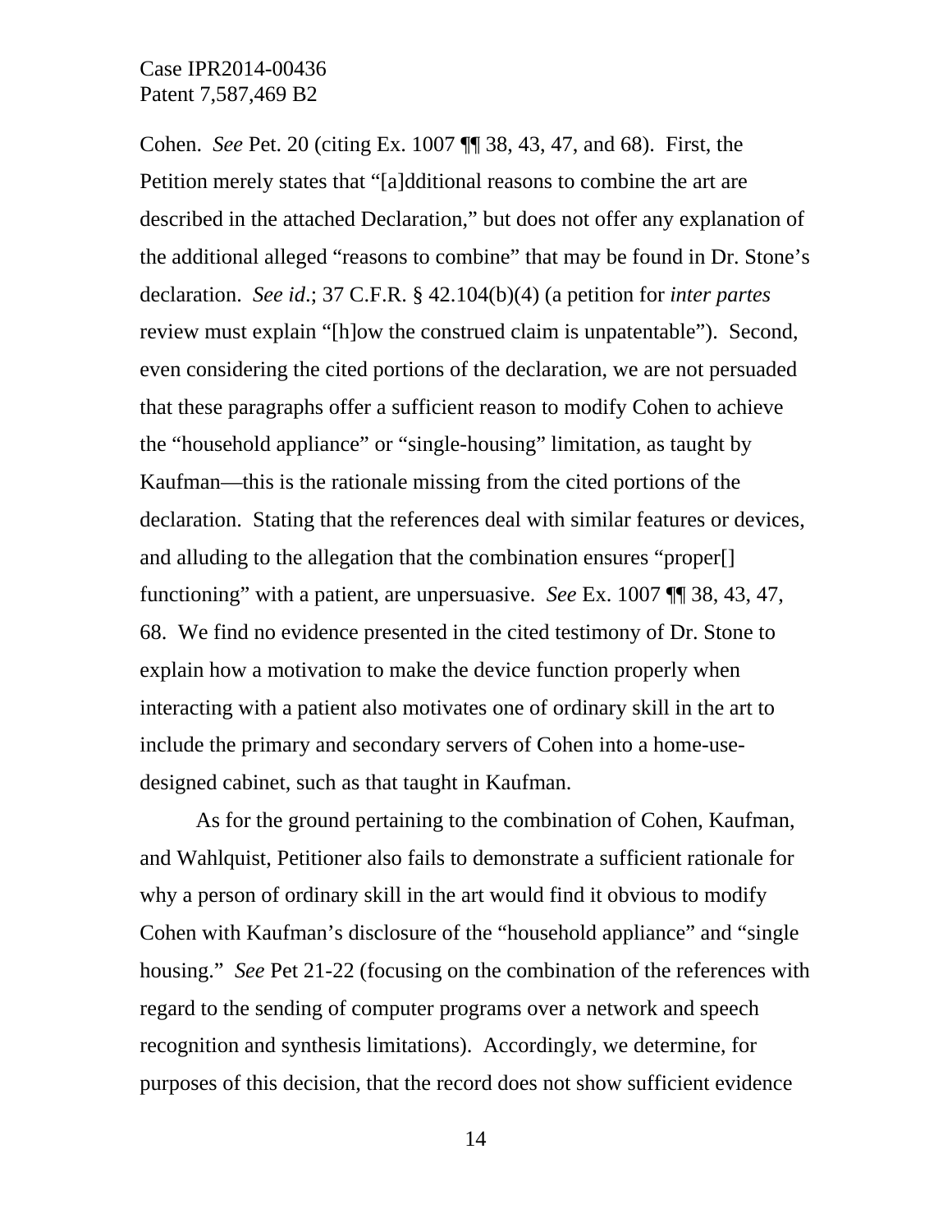Cohen. *See* Pet. 20 (citing Ex. 1007 ¶¶ 38, 43, 47, and 68). First, the Petition merely states that "[a]dditional reasons to combine the art are described in the attached Declaration," but does not offer any explanation of the additional alleged "reasons to combine" that may be found in Dr. Stone's declaration. *See id*.; 37 C.F.R. § 42.104(b)(4) (a petition for *inter partes* review must explain "[h]ow the construed claim is unpatentable"). Second, even considering the cited portions of the declaration, we are not persuaded that these paragraphs offer a sufficient reason to modify Cohen to achieve the "household appliance" or "single-housing" limitation, as taught by Kaufman—this is the rationale missing from the cited portions of the declaration. Stating that the references deal with similar features or devices, and alluding to the allegation that the combination ensures "proper[] functioning" with a patient, are unpersuasive. *See* Ex. 1007 ¶¶ 38, 43, 47, 68. We find no evidence presented in the cited testimony of Dr. Stone to explain how a motivation to make the device function properly when interacting with a patient also motivates one of ordinary skill in the art to include the primary and secondary servers of Cohen into a home-use-designed cabinet, such as that taught in Kaufman.

As for the ground pertaining to the combination of Cohen, Kaufman, and Wahlquist, Petitioner also fails to demonstrate a sufficient rationale for why a person of ordinary skill in the art would find it obvious to modify Cohen with Kaufman's disclosure of the "household appliance" and "single housing." *See* Pet 21-22 (focusing on the combination of the references with regard to the sending of computer programs over a network and speech recognition and synthesis limitations). Accordingly, we determine, for purposes of this decision, that the record does not show sufficient evidence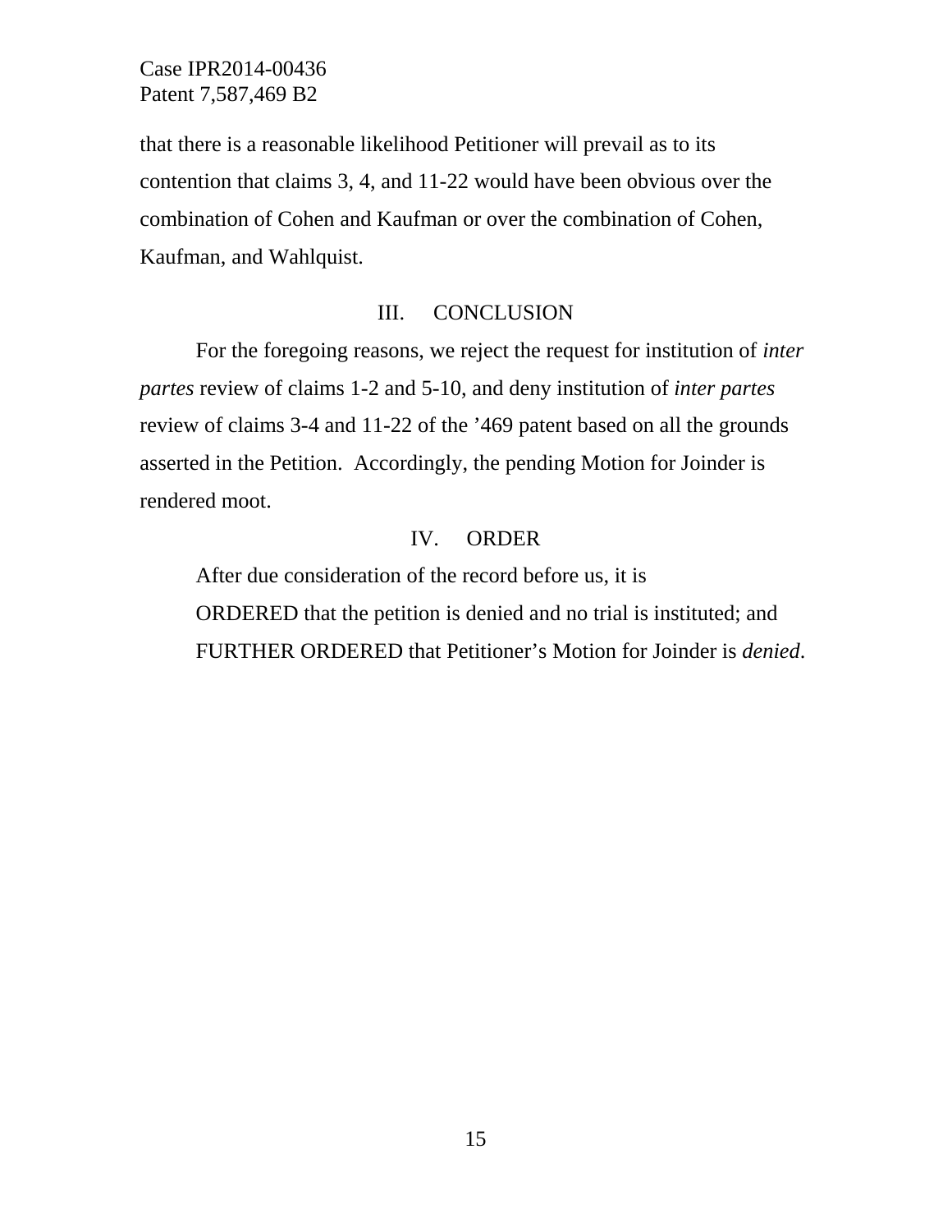that there is a reasonable likelihood Petitioner will prevail as to its contention that claims 3, 4, and 11-22 would have been obvious over the combination of Cohen and Kaufman or over the combination of Cohen, Kaufman, and Wahlquist.

## III. CONCLUSION

For the foregoing reasons, we reject the request for institution of *inter partes* review of claims 1-2 and 5-10, and deny institution of *inter partes* review of claims 3-4 and 11-22 of the '469 patent based on all the grounds asserted in the Petition. Accordingly, the pending Motion for Joinder is rendered moot.

## IV. ORDER

After due consideration of the record before us, it is

ORDERED that the petition is denied and no trial is instituted; and

FURTHER ORDERED that Petitioner's Motion for Joinder is *denied*.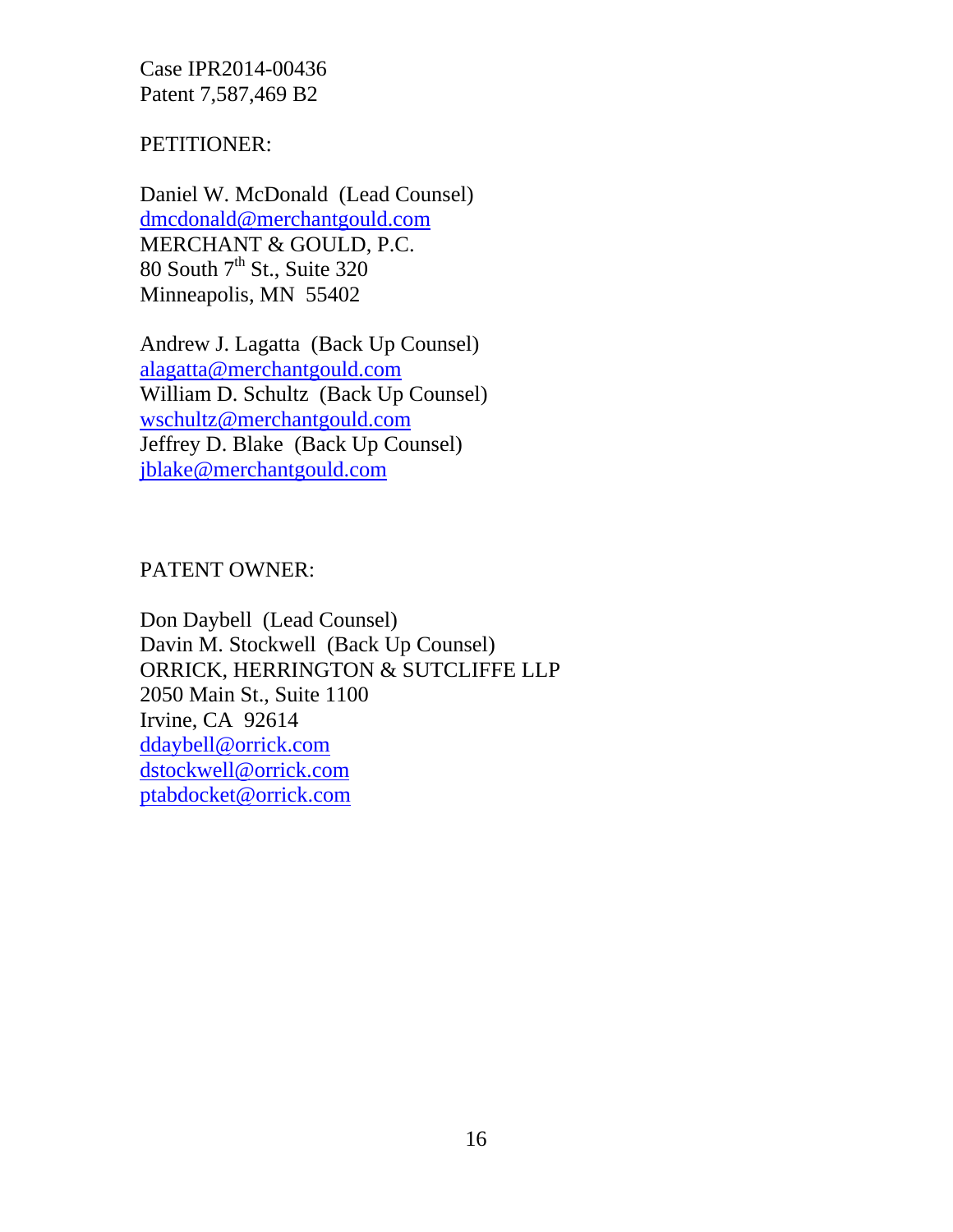Case IPR2014-00436
Patent 7,587,469 B2

PETITIONER:

Daniel W. McDonald (Lead Counsel)
dmcdonald@merchantgould.com
MERCHANT & GOULD, P.C.
80 South 7th St., Suite 320
Minneapolis, MN 55402

Andrew J. Lagatta (Back Up Counsel)
alagatta@merchantgould.com
William D. Schultz (Back Up Counsel)
wschultz@merchantgould.com
Jeffrey D. Blake (Back Up Counsel)
jblake@merchantgould.com

PATENT OWNER:

Don Daybell (Lead Counsel)
Davin M. Stockwell (Back Up Counsel)
ORRICK, HERRINGTON & SUTCLIFFE LLP
2050 Main St., Suite 1100
Irvine, CA 92614
ddaybell@orrick.com
dstockwell@orrick.com
ptabdocket@orrick.com